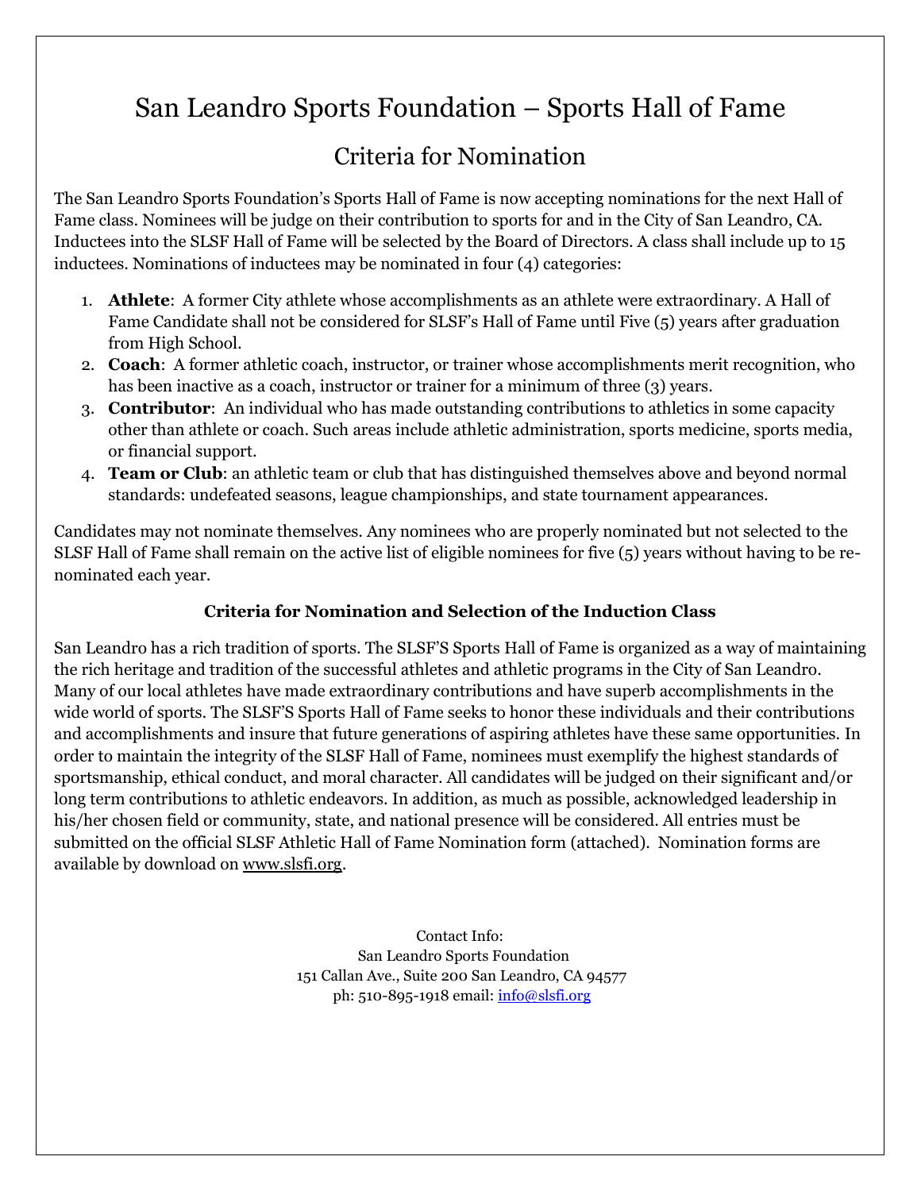# San Leandro Sports Foundation – Sports Hall of Fame

## Criteria for Nomination

The San Leandro Sports Foundation's Sports Hall of Fame is now accepting nominations for the next Hall of Fame class. Nominees will be judge on their contribution to sports for and in the City of San Leandro, CA. Inductees into the SLSF Hall of Fame will be selected by the Board of Directors. A class shall include up to 15 inductees. Nominations of inductees may be nominated in four (4) categories:

1. **Athlete**: A former City athlete whose accomplishments as an athlete were extraordinary. A Hall of Fame Candidate shall not be considered for SLSF's Hall of Fame until Five (5) years after graduation from High School.
2. **Coach**: A former athletic coach, instructor, or trainer whose accomplishments merit recognition, who has been inactive as a coach, instructor or trainer for a minimum of three (3) years.
3. **Contributor**: An individual who has made outstanding contributions to athletics in some capacity other than athlete or coach. Such areas include athletic administration, sports medicine, sports media, or financial support.
4. **Team or Club**: an athletic team or club that has distinguished themselves above and beyond normal standards: undefeated seasons, league championships, and state tournament appearances.

Candidates may not nominate themselves. Any nominees who are properly nominated but not selected to the SLSF Hall of Fame shall remain on the active list of eligible nominees for five (5) years without having to be re-nominated each year.

### Criteria for Nomination and Selection of the Induction Class

San Leandro has a rich tradition of sports. The SLSF'S Sports Hall of Fame is organized as a way of maintaining the rich heritage and tradition of the successful athletes and athletic programs in the City of San Leandro. Many of our local athletes have made extraordinary contributions and have superb accomplishments in the wide world of sports. The SLSF'S Sports Hall of Fame seeks to honor these individuals and their contributions and accomplishments and insure that future generations of aspiring athletes have these same opportunities. In order to maintain the integrity of the SLSF Hall of Fame, nominees must exemplify the highest standards of sportsmanship, ethical conduct, and moral character. All candidates will be judged on their significant and/or long term contributions to athletic endeavors. In addition, as much as possible, acknowledged leadership in his/her chosen field or community, state, and national presence will be considered. All entries must be submitted on the official SLSF Athletic Hall of Fame Nomination form (attached). Nomination forms are available by download on www.slsfi.org.

Contact Info:
San Leandro Sports Foundation
151 Callan Ave., Suite 200 San Leandro, CA 94577
ph: 510-895-1918 email: info@slsfi.org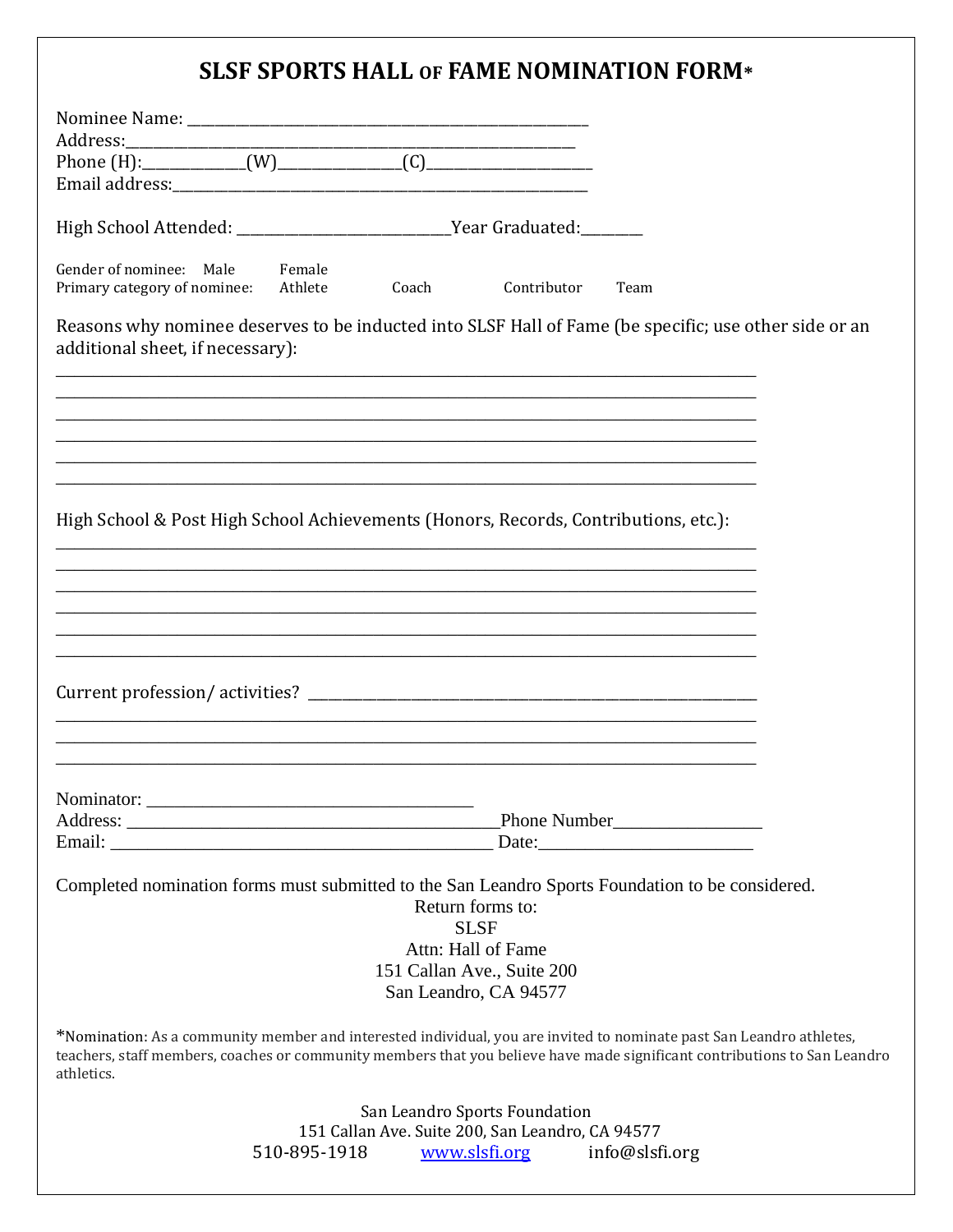# SLSF SPORTS HALL OF FAME NOMINATION FORM*

Nominee Name: ______________________________________________________
Address:____________________________________________________________
Phone (H):_____________(W)_________________(C)______________________
Email address:______________________________________________________

High School Attended: ____________________________Year Graduated:________

Gender of nominee: Male Female
Primary category of nominee: Athlete Coach Contributor Team

Reasons why nominee deserves to be inducted into SLSF Hall of Fame (be specific; use other side or an additional sheet, if necessary):

______________________________________________________________________________
______________________________________________________________________________
______________________________________________________________________________
______________________________________________________________________________
______________________________________________________________________________
______________________________________________________________________________

High School & Post High School Achievements (Honors, Records, Contributions, etc.):

______________________________________________________________________________
______________________________________________________________________________
______________________________________________________________________________
______________________________________________________________________________
______________________________________________________________________________
______________________________________________________________________________

Current profession/ activities? _______________________________________________
______________________________________________________________________________
______________________________________________________________________________
______________________________________________________________________________

Nominator: ______________________________________
Address: ____________________________________________Phone Number_________________
Email: ____________________________________________ Date:________________________

Completed nomination forms must submitted to the San Leandro Sports Foundation to be considered.

Return forms to:
SLSF
Attn: Hall of Fame
151 Callan Ave., Suite 200
San Leandro, CA 94577

*Nomination: As a community member and interested individual, you are invited to nominate past San Leandro athletes, teachers, staff members, coaches or community members that you believe have made significant contributions to San Leandro athletics.

San Leandro Sports Foundation
151 Callan Ave. Suite 200, San Leandro, CA 94577
510-895-1918 www.slsfi.org info@slsfi.org